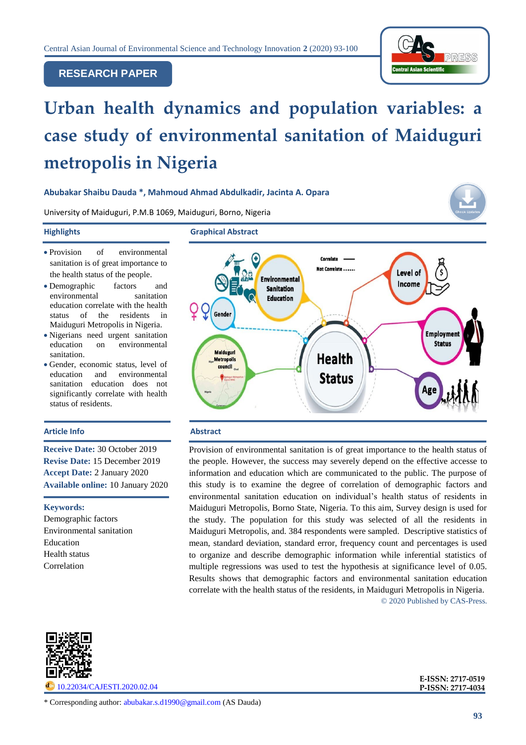RESEARCH PAPER

# Urban health dynamics and population variables: a case study of environmental sanitation of Maiduguri metropolis in Nigeria

**Abubakar Shaibu Dauda \*, Mahmoud Ahmad Abdulkadir, Jacinta A. Opara**

University of Maiduguri, P.M.B 1069, Maiduguri, Borno, Nigeria

## Highlights

- Provision of environmental sanitation is of great importance to the health status of the people.
- Demographic factors and environmental sanitation education correlate with the health status of the residents in Maiduguri Metropolis in Nigeria.
- Nigerians need urgent sanitation education on environmental sanitation.
- Gender, economic status, level of education and environmental sanitation education does not significantly correlate with health status of residents.

## Graphical Abstract

## Article Info

**Receive Date:** 30 October 2019
**Revise Date:** 15 December 2019
**Accept Date:** 2 January 2020
**Available online:** 10 January 2020

**Keywords:**
Demographic factors
Environmental sanitation
Education
Health status
Correlation

## Abstract

Provision of environmental sanitation is of great importance to the health status of the people. However, the success may severely depend on the effective access to information and education which are communicated to the public. The purpose of this study is to examine the degree of correlation of demographic factors and environmental sanitation education on individual's health status of residents in Maiduguri Metropolis, Borno State, Nigeria. To this aim, Survey design is used for the study. The population for this study was selected of all the residents in Maiduguri Metropolis, and. 384 respondents were sampled. Descriptive statistics of mean, standard deviation, standard error, frequency count and percentages is used to organize and describe demographic information while inferential statistics of multiple regressions was used to test the hypothesis at significance level of 0.05. Results shows that demographic factors and environmental sanitation education correlate with the health status of the residents, in Maiduguri Metropolis in Nigeria.

© 2020 Published by CAS-Press.

10.22034/CAJESTI.2020.02.04

E-ISSN: 2717-0519
P-ISSN: 2717-4034

\* Corresponding author: abubakar.s.d1990@gmail.com (AS Dauda)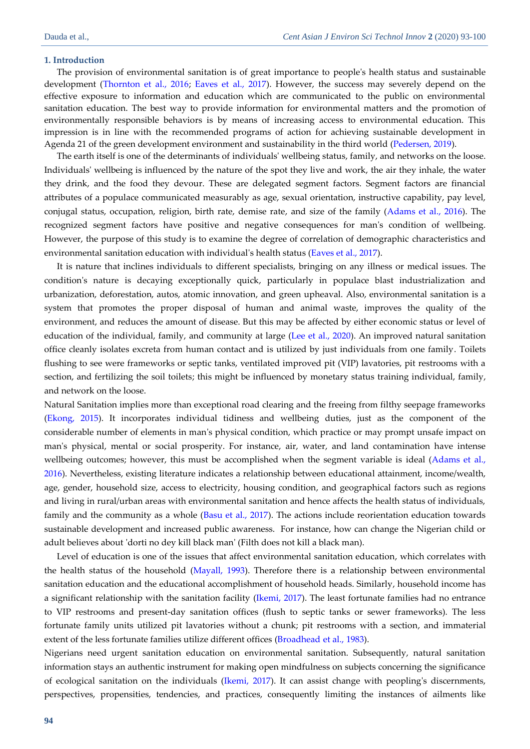## 1. Introduction

The provision of environmental sanitation is of great importance to people's health status and sustainable development (Thornton et al., 2016; Eaves et al., 2017). However, the success may severely depend on the effective exposure to information and education which are communicated to the public on environmental sanitation education. The best way to provide information for environmental matters and the promotion of environmentally responsible behaviors is by means of increasing access to environmental education. This impression is in line with the recommended programs of action for achieving sustainable development in Agenda 21 of the green development environment and sustainability in the third world (Pedersen, 2019).

The earth itself is one of the determinants of individuals' wellbeing status, family, and networks on the loose. Individuals' wellbeing is influenced by the nature of the spot they live and work, the air they inhale, the water they drink, and the food they devour. These are delegated segment factors. Segment factors are financial attributes of a populace communicated measurably as age, sexual orientation, instructive capability, pay level, conjugal status, occupation, religion, birth rate, demise rate, and size of the family (Adams et al., 2016). The recognized segment factors have positive and negative consequences for man's condition of wellbeing. However, the purpose of this study is to examine the degree of correlation of demographic characteristics and environmental sanitation education with individual's health status (Eaves et al., 2017).

It is nature that inclines individuals to different specialists, bringing on any illness or medical issues. The condition's nature is decaying exceptionally quick, particularly in populace blast industrialization and urbanization, deforestation, autos, atomic innovation, and green upheaval. Also, environmental sanitation is a system that promotes the proper disposal of human and animal waste, improves the quality of the environment, and reduces the amount of disease. But this may be affected by either economic status or level of education of the individual, family, and community at large (Lee et al., 2020). An improved natural sanitation office cleanly isolates excreta from human contact and is utilized by just individuals from one family. Toilets flushing to see were frameworks or septic tanks, ventilated improved pit (VIP) lavatories, pit restrooms with a section, and fertilizing the soil toilets; this might be influenced by monetary status training individual, family, and network on the loose.

Natural Sanitation implies more than exceptional road clearing and the freeing from filthy seepage frameworks (Ekong, 2015). It incorporates individual tidiness and wellbeing duties, just as the component of the considerable number of elements in man's physical condition, which practice or may prompt unsafe impact on man's physical, mental or social prosperity. For instance, air, water, and land contamination have intense wellbeing outcomes; however, this must be accomplished when the segment variable is ideal (Adams et al., 2016). Nevertheless, existing literature indicates a relationship between educational attainment, income/wealth, age, gender, household size, access to electricity, housing condition, and geographical factors such as regions and living in rural/urban areas with environmental sanitation and hence affects the health status of individuals, family and the community as a whole (Basu et al., 2017). The actions include reorientation education towards sustainable development and increased public awareness. For instance, how can change the Nigerian child or adult believes about 'dorti no dey kill black man' (Filth does not kill a black man).

Level of education is one of the issues that affect environmental sanitation education, which correlates with the health status of the household (Mayall, 1993). Therefore there is a relationship between environmental sanitation education and the educational accomplishment of household heads. Similarly, household income has a significant relationship with the sanitation facility (Ikemi, 2017). The least fortunate families had no entrance to VIP restrooms and present-day sanitation offices (flush to septic tanks or sewer frameworks). The less fortunate family units utilized pit lavatories without a chunk; pit restrooms with a section, and immaterial extent of the less fortunate families utilize different offices (Broadhead et al., 1983).

Nigerians need urgent sanitation education on environmental sanitation. Subsequently, natural sanitation information stays an authentic instrument for making open mindfulness on subjects concerning the significance of ecological sanitation on the individuals (Ikemi, 2017). It can assist change with peopling's discernments, perspectives, propensities, tendencies, and practices, consequently limiting the instances of ailments like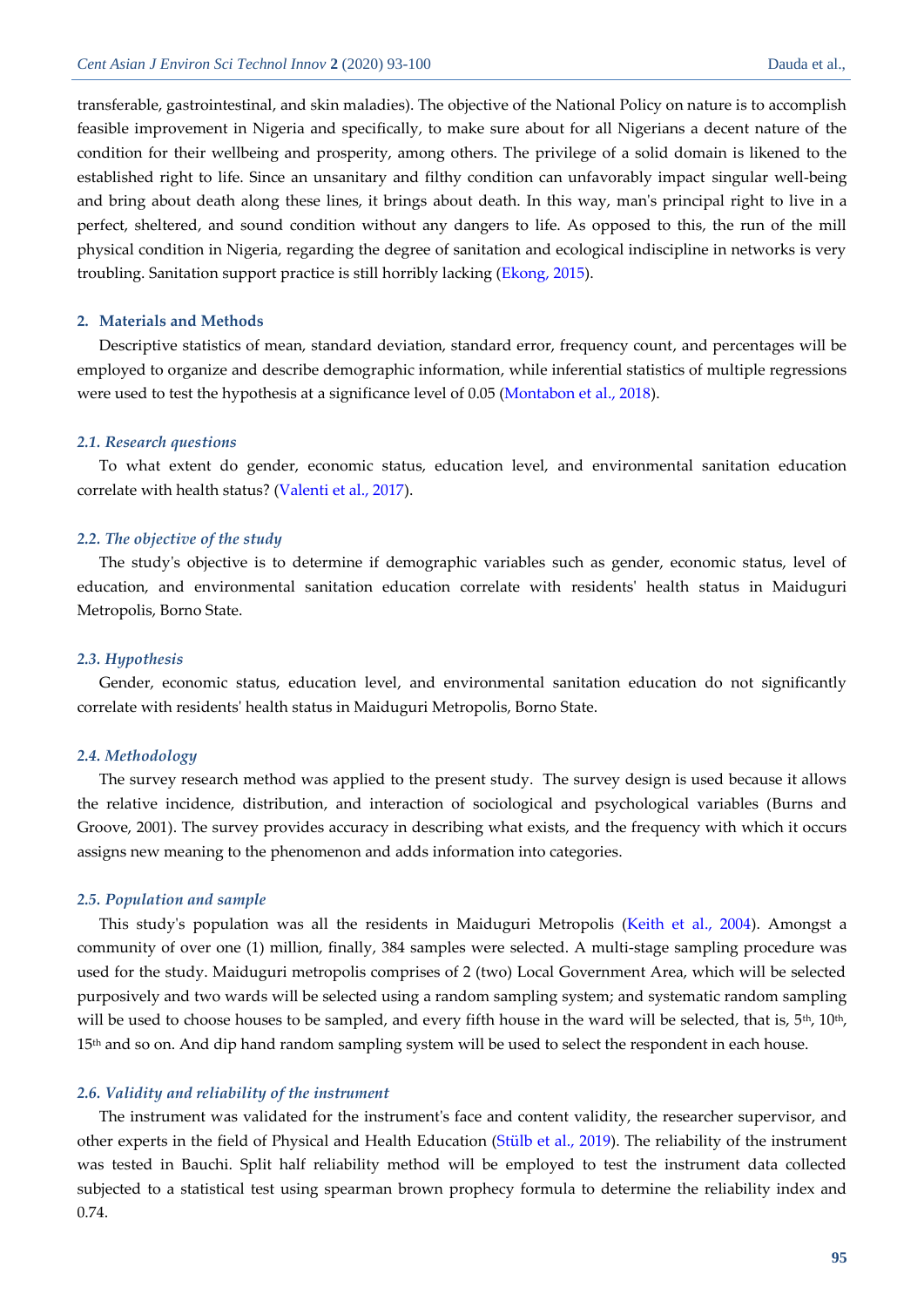transferable, gastrointestinal, and skin maladies). The objective of the National Policy on nature is to accomplish feasible improvement in Nigeria and specifically, to make sure about for all Nigerians a decent nature of the condition for their wellbeing and prosperity, among others. The privilege of a solid domain is likened to the established right to life. Since an unsanitary and filthy condition can unfavorably impact singular well-being and bring about death along these lines, it brings about death. In this way, man's principal right to live in a perfect, sheltered, and sound condition without any dangers to life. As opposed to this, the run of the mill physical condition in Nigeria, regarding the degree of sanitation and ecological indiscipline in networks is very troubling. Sanitation support practice is still horribly lacking (Ekong, 2015).

## 2. Materials and Methods

Descriptive statistics of mean, standard deviation, standard error, frequency count, and percentages will be employed to organize and describe demographic information, while inferential statistics of multiple regressions were used to test the hypothesis at a significance level of 0.05 (Montabon et al., 2018).

### *2.1. Research questions*

To what extent do gender, economic status, education level, and environmental sanitation education correlate with health status? (Valenti et al., 2017).

### *2.2. The objective of the study*

The study's objective is to determine if demographic variables such as gender, economic status, level of education, and environmental sanitation education correlate with residents' health status in Maiduguri Metropolis, Borno State.

### *2.3. Hypothesis*

Gender, economic status, education level, and environmental sanitation education do not significantly correlate with residents' health status in Maiduguri Metropolis, Borno State.

### *2.4. Methodology*

The survey research method was applied to the present study. The survey design is used because it allows the relative incidence, distribution, and interaction of sociological and psychological variables (Burns and Groove, 2001). The survey provides accuracy in describing what exists, and the frequency with which it occurs assigns new meaning to the phenomenon and adds information into categories.

### *2.5. Population and sample*

This study's population was all the residents in Maiduguri Metropolis (Keith et al., 2004). Amongst a community of over one (1) million, finally, 384 samples were selected. A multi-stage sampling procedure was used for the study. Maiduguri metropolis comprises of 2 (two) Local Government Area, which will be selected purposively and two wards will be selected using a random sampling system; and systematic random sampling will be used to choose houses to be sampled, and every fifth house in the ward will be selected, that is, 5th, 10th, 15th and so on. And dip hand random sampling system will be used to select the respondent in each house.

### *2.6. Validity and reliability of the instrument*

The instrument was validated for the instrument's face and content validity, the researcher supervisor, and other experts in the field of Physical and Health Education (Stülb et al., 2019). The reliability of the instrument was tested in Bauchi. Split half reliability method will be employed to test the instrument data collected subjected to a statistical test using spearman brown prophecy formula to determine the reliability index and 0.74.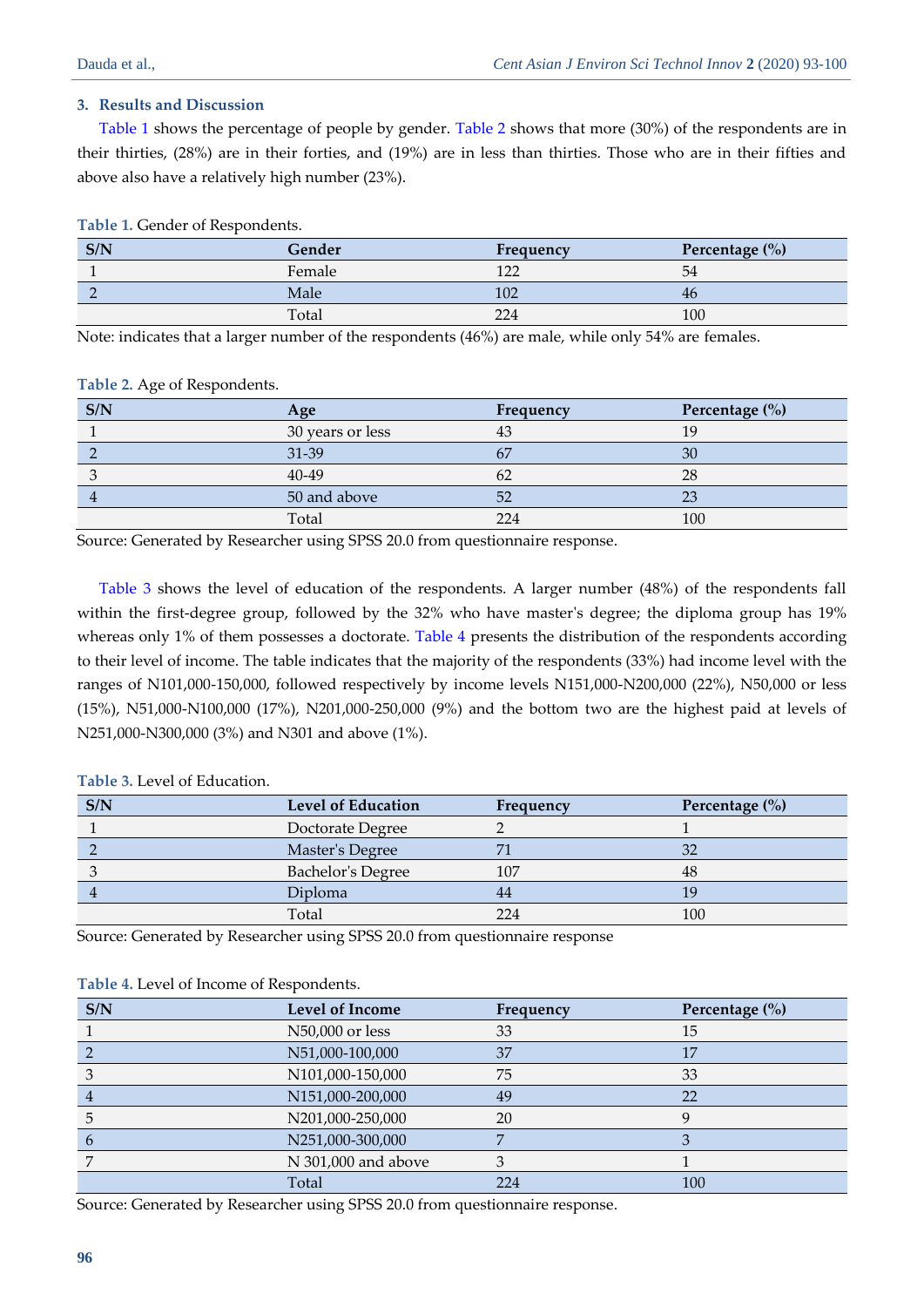## 3. Results and Discussion

Table 1 shows the percentage of people by gender. Table 2 shows that more (30%) of the respondents are in their thirties, (28%) are in their forties, and (19%) are in less than thirties. Those who are in their fifties and above also have a relatively high number (23%).

**Table 1.** Gender of Respondents.

| S/N | Gender | Frequency | Percentage (%) |
|---|---|---|---|
| 1 | Female | 122 | 54 |
| 2 | Male | 102 | 46 |
| | Total | 224 | 100 |

Note: indicates that a larger number of the respondents (46%) are male, while only 54% are females.

**Table 2.** Age of Respondents.

| S/N | Age | Frequency | Percentage (%) |
|---|---|---|---|
| 1 | 30 years or less | 43 | 19 |
| 2 | 31-39 | 67 | 30 |
| 3 | 40-49 | 62 | 28 |
| 4 | 50 and above | 52 | 23 |
| | Total | 224 | 100 |

Source: Generated by Researcher using SPSS 20.0 from questionnaire response.

Table 3 shows the level of education of the respondents. A larger number (48%) of the respondents fall within the first-degree group, followed by the 32% who have master's degree; the diploma group has 19% whereas only 1% of them possesses a doctorate. Table 4 presents the distribution of the respondents according to their level of income. The table indicates that the majority of the respondents (33%) had income level with the ranges of N101,000-150,000, followed respectively by income levels N151,000-N200,000 (22%), N50,000 or less (15%), N51,000-N100,000 (17%), N201,000-250,000 (9%) and the bottom two are the highest paid at levels of N251,000-N300,000 (3%) and N301 and above (1%).

**Table 3.** Level of Education.

| S/N | Level of Education | Frequency | Percentage (%) |
|---|---|---|---|
| 1 | Doctorate Degree | 2 | 1 |
| 2 | Master's Degree | 71 | 32 |
| 3 | Bachelor's Degree | 107 | 48 |
| 4 | Diploma | 44 | 19 |
| | Total | 224 | 100 |

Source: Generated by Researcher using SPSS 20.0 from questionnaire response

**Table 4.** Level of Income of Respondents.

| S/N | Level of Income | Frequency | Percentage (%) |
|---|---|---|---|
| 1 | N50,000 or less | 33 | 15 |
| 2 | N51,000-100,000 | 37 | 17 |
| 3 | N101,000-150,000 | 75 | 33 |
| 4 | N151,000-200,000 | 49 | 22 |
| 5 | N201,000-250,000 | 20 | 9 |
| 6 | N251,000-300,000 | 7 | 3 |
| 7 | N 301,000 and above | 3 | 1 |
| | Total | 224 | 100 |

Source: Generated by Researcher using SPSS 20.0 from questionnaire response.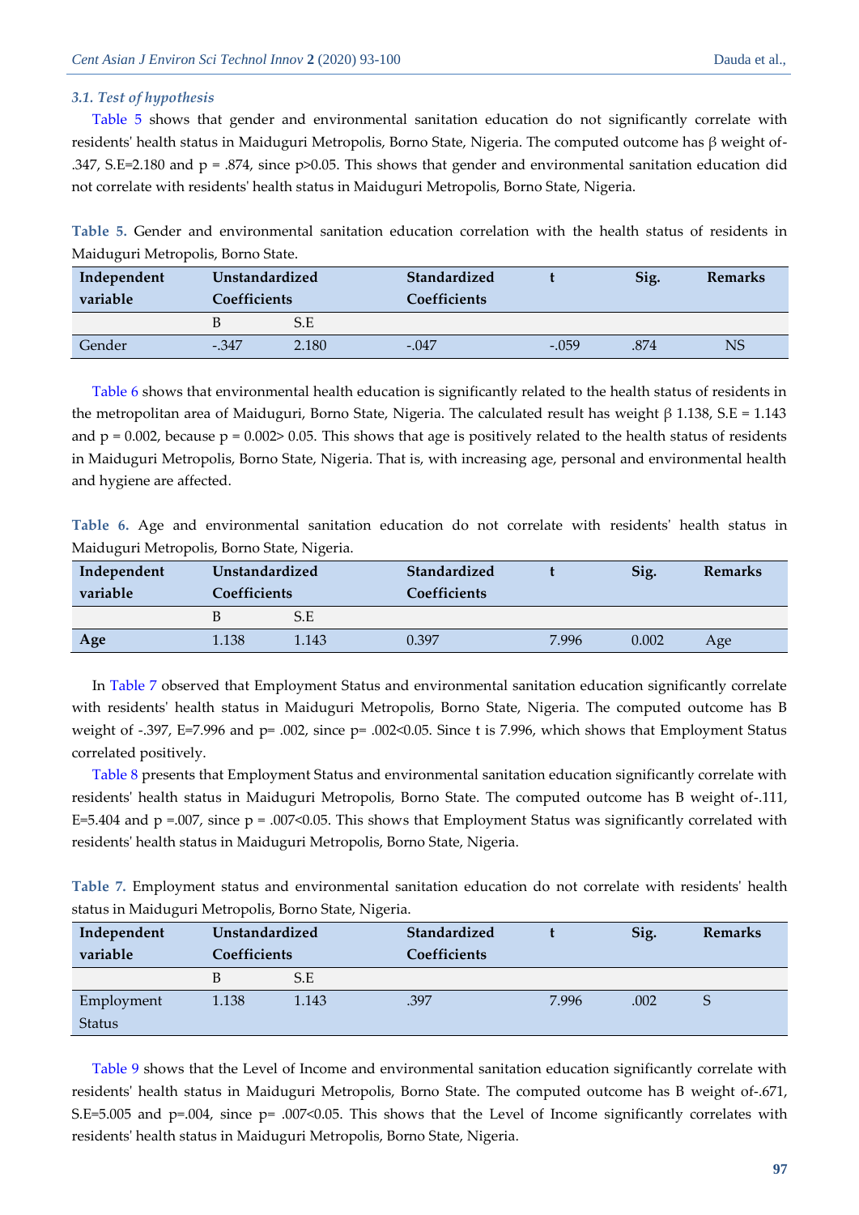### 3.1. Test of hypothesis

Table 5 shows that gender and environmental sanitation education do not significantly correlate with residents' health status in Maiduguri Metropolis, Borno State, Nigeria. The computed outcome has β weight of-.347, S.E=2.180 and p = .874, since p>0.05. This shows that gender and environmental sanitation education did not correlate with residents' health status in Maiduguri Metropolis, Borno State, Nigeria.

**Table 5.** Gender and environmental sanitation education correlation with the health status of residents in Maiduguri Metropolis, Borno State.

| Independent variable | Unstandardized Coefficients | | Standardized Coefficients | t | Sig. | Remarks |
|---|---|---|---|---|---|---|
| | B | S.E | | | | |
| Gender | -.347 | 2.180 | -.047 | -.059 | .874 | NS |

Table 6 shows that environmental health education is significantly related to the health status of residents in the metropolitan area of Maiduguri, Borno State, Nigeria. The calculated result has weight β 1.138, S.E = 1.143 and p = 0.002, because p = 0.002> 0.05. This shows that age is positively related to the health status of residents in Maiduguri Metropolis, Borno State, Nigeria. That is, with increasing age, personal and environmental health and hygiene are affected.

**Table 6.** Age and environmental sanitation education do not correlate with residents' health status in Maiduguri Metropolis, Borno State, Nigeria.

| Independent variable | Unstandardized Coefficients | | Standardized Coefficients | t | Sig. | Remarks |
|---|---|---|---|---|---|---|
| | B | S.E | | | | |
| **Age** | 1.138 | 1.143 | 0.397 | 7.996 | 0.002 | Age |

In Table 7 observed that Employment Status and environmental sanitation education significantly correlate with residents' health status in Maiduguri Metropolis, Borno State, Nigeria. The computed outcome has B weight of -.397, E=7.996 and p= .002, since p= .002<0.05. Since t is 7.996, which shows that Employment Status correlated positively.

Table 8 presents that Employment Status and environmental sanitation education significantly correlate with residents' health status in Maiduguri Metropolis, Borno State. The computed outcome has B weight of-.111, E=5.404 and p =.007, since p = .007<0.05. This shows that Employment Status was significantly correlated with residents' health status in Maiduguri Metropolis, Borno State, Nigeria.

**Table 7.** Employment status and environmental sanitation education do not correlate with residents' health status in Maiduguri Metropolis, Borno State, Nigeria.

| Independent variable | Unstandardized Coefficients | | Standardized Coefficients | t | Sig. | Remarks |
|---|---|---|---|---|---|---|
| | B | S.E | | | | |
| Employment Status | 1.138 | 1.143 | .397 | 7.996 | .002 | S |

Table 9 shows that the Level of Income and environmental sanitation education significantly correlate with residents' health status in Maiduguri Metropolis, Borno State. The computed outcome has B weight of-.671, S.E=5.005 and p=.004, since p= .007<0.05. This shows that the Level of Income significantly correlates with residents' health status in Maiduguri Metropolis, Borno State, Nigeria.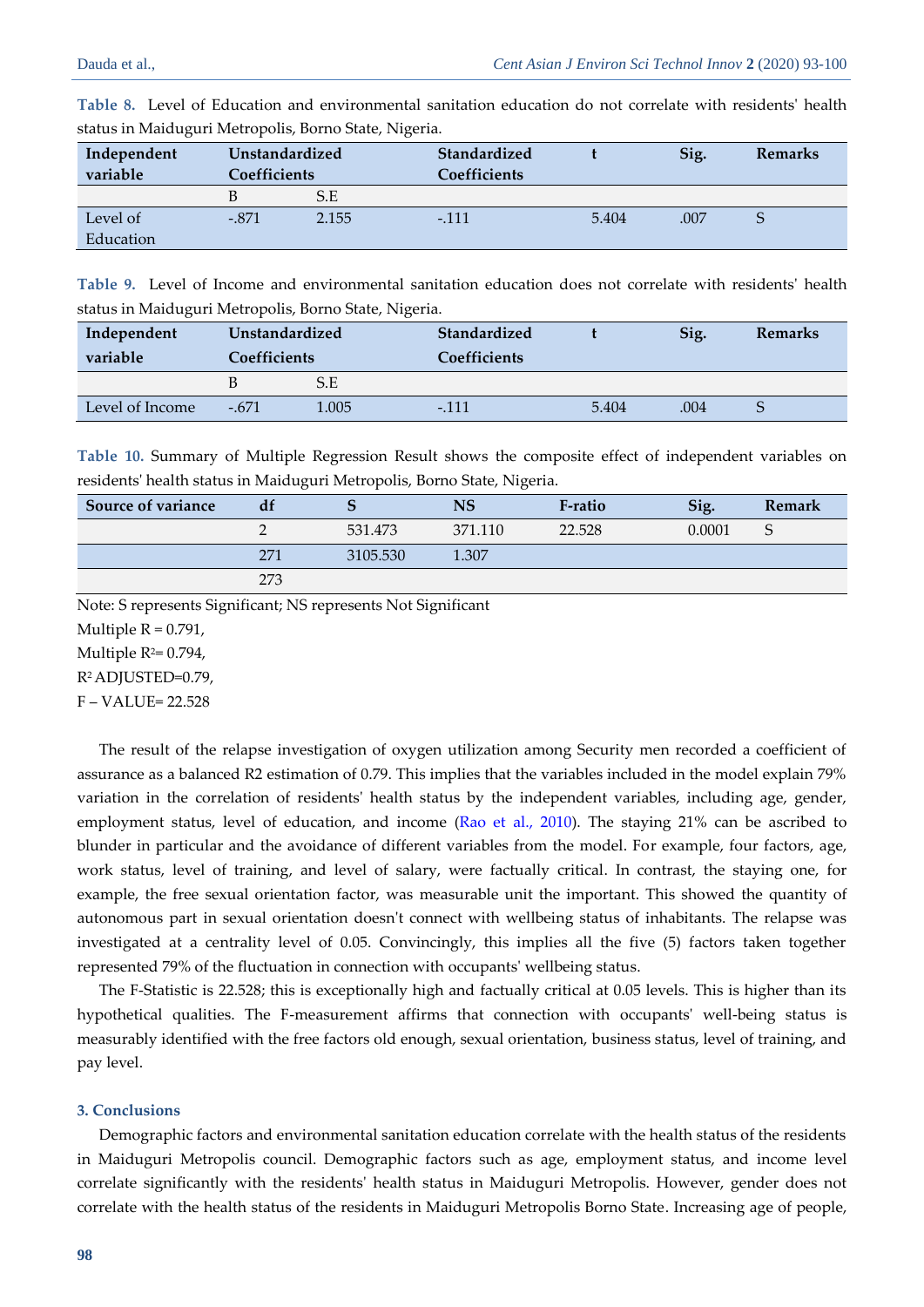**Table 8.** Level of Education and environmental sanitation education do not correlate with residents' health status in Maiduguri Metropolis, Borno State, Nigeria.

| Independent variable | Unstandardized Coefficients | | Standardized Coefficients | t | Sig. | Remarks |
|---|---|---|---|---|---|---|
| | B | S.E | | | | |
| Level of Education | -.871 | 2.155 | -.111 | 5.404 | .007 | S |

**Table 9.** Level of Income and environmental sanitation education does not correlate with residents' health status in Maiduguri Metropolis, Borno State, Nigeria.

| Independent variable | Unstandardized Coefficients | | Standardized Coefficients | t | Sig. | Remarks |
|---|---|---|---|---|---|---|
| | B | S.E | | | | |
| Level of Income | -.671 | 1.005 | -.111 | 5.404 | .004 | S |

**Table 10.** Summary of Multiple Regression Result shows the composite effect of independent variables on residents' health status in Maiduguri Metropolis, Borno State, Nigeria.

| Source of variance | df | S | NS | F-ratio | Sig. | Remark |
|---|---|---|---|---|---|---|
| | 2 | 531.473 | 371.110 | 22.528 | 0.0001 | S |
| | 271 | 3105.530 | 1.307 | | | |
| | 273 | | | | | |

Note: S represents Significant; NS represents Not Significant

Multiple R = 0.791,

Multiple $R^2$= 0.794,

$R^2$ ADJUSTED=0.79,

F – VALUE= 22.528

The result of the relapse investigation of oxygen utilization among Security men recorded a coefficient of assurance as a balanced R2 estimation of 0.79. This implies that the variables included in the model explain 79% variation in the correlation of residents' health status by the independent variables, including age, gender, employment status, level of education, and income (Rao et al., 2010). The staying 21% can be ascribed to blunder in particular and the avoidance of different variables from the model. For example, four factors, age, work status, level of training, and level of salary, were factually critical. In contrast, the staying one, for example, the free sexual orientation factor, was measurable unit the important. This showed the quantity of autonomous part in sexual orientation doesn't connect with wellbeing status of inhabitants. The relapse was investigated at a centrality level of 0.05. Convincingly, this implies all the five (5) factors taken together represented 79% of the fluctuation in connection with occupants' wellbeing status.

The F-Statistic is 22.528; this is exceptionally high and factually critical at 0.05 levels. This is higher than its hypothetical qualities. The F-measurement affirms that connection with occupants' well-being status is measurably identified with the free factors old enough, sexual orientation, business status, level of training, and pay level.

## 3. Conclusions

Demographic factors and environmental sanitation education correlate with the health status of the residents in Maiduguri Metropolis council. Demographic factors such as age, employment status, and income level correlate significantly with the residents' health status in Maiduguri Metropolis. However, gender does not correlate with the health status of the residents in Maiduguri Metropolis Borno State. Increasing age of people,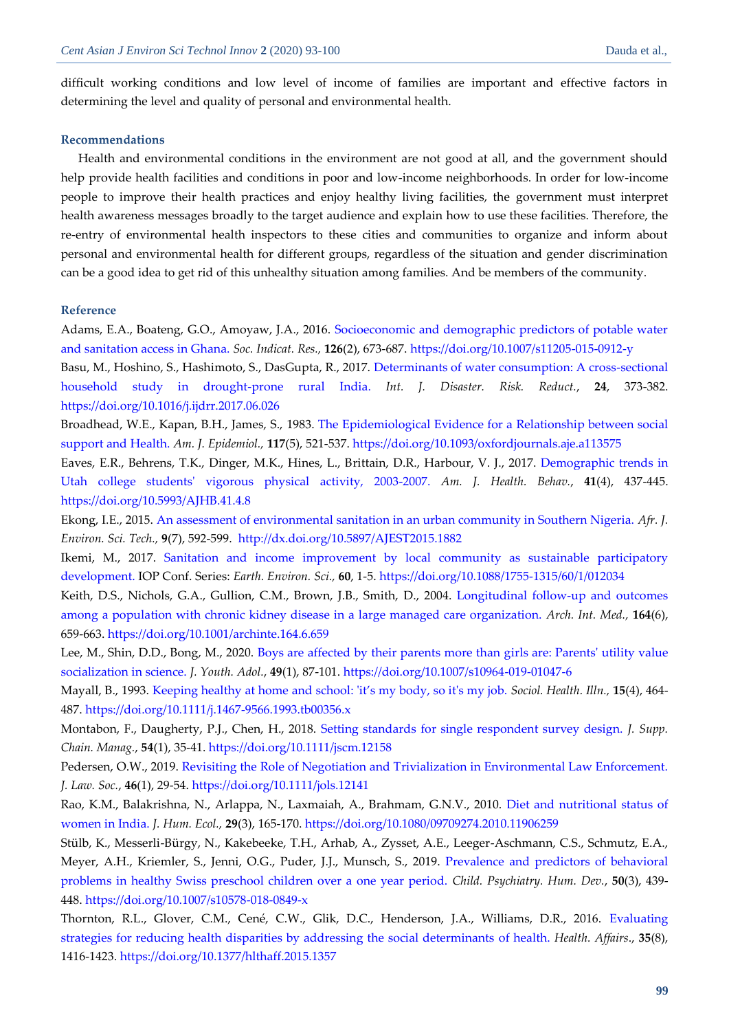difficult working conditions and low level of income of families are important and effective factors in determining the level and quality of personal and environmental health.

## Recommendations

Health and environmental conditions in the environment are not good at all, and the government should help provide health facilities and conditions in poor and low-income neighborhoods. In order for low-income people to improve their health practices and enjoy healthy living facilities, the government must interpret health awareness messages broadly to the target audience and explain how to use these facilities. Therefore, the re-entry of environmental health inspectors to these cities and communities to organize and inform about personal and environmental health for different groups, regardless of the situation and gender discrimination can be a good idea to get rid of this unhealthy situation among families. And be members of the community.

## Reference

Adams, E.A., Boateng, G.O., Amoyaw, J.A., 2016. Socioeconomic and demographic predictors of potable water and sanitation access in Ghana. *Soc. Indicat. Res.*, **126**(2), 673-687. https://doi.org/10.1007/s11205-015-0912-y

Basu, M., Hoshino, S., Hashimoto, S., DasGupta, R., 2017. Determinants of water consumption: A cross-sectional household study in drought-prone rural India. *Int. J. Disaster. Risk. Reduct.*, **24**, 373-382. https://doi.org/10.1016/j.ijdrr.2017.06.026

Broadhead, W.E., Kapan, B.H., James, S., 1983. The Epidemiological Evidence for a Relationship between social support and Health. *Am. J. Epidemiol.*, **117**(5), 521-537. https://doi.org/10.1093/oxfordjournals.aje.a113575

Eaves, E.R., Behrens, T.K., Dinger, M.K., Hines, L., Brittain, D.R., Harbour, V. J., 2017. Demographic trends in Utah college students' vigorous physical activity, 2003-2007. *Am. J. Health. Behav.*, **41**(4), 437-445. https://doi.org/10.5993/AJHB.41.4.8

Ekong, I.E., 2015. An assessment of environmental sanitation in an urban community in Southern Nigeria. *Afr. J. Environ. Sci. Tech.*, **9**(7), 592-599. http://dx.doi.org/10.5897/AJEST2015.1882

Ikemi, M., 2017. Sanitation and income improvement by local community as sustainable participatory development. IOP Conf. Series: *Earth. Environ. Sci.*, **60**, 1-5. https://doi.org/10.1088/1755-1315/60/1/012034

Keith, D.S., Nichols, G.A., Gullion, C.M., Brown, J.B., Smith, D., 2004. Longitudinal follow-up and outcomes among a population with chronic kidney disease in a large managed care organization. *Arch. Int. Med.*, **164**(6), 659-663. https://doi.org/10.1001/archinte.164.6.659

Lee, M., Shin, D.D., Bong, M., 2020. Boys are affected by their parents more than girls are: Parents' utility value socialization in science. *J. Youth. Adol.*, **49**(1), 87-101. https://doi.org/10.1007/s10964-019-01047-6

Mayall, B., 1993. Keeping healthy at home and school: 'it's my body, so it's my job. *Sociol. Health. Illn.*, **15**(4), 464-487. https://doi.org/10.1111/j.1467-9566.1993.tb00356.x

Montabon, F., Daugherty, P.J., Chen, H., 2018. Setting standards for single respondent survey design. *J. Supp. Chain. Manag.*, **54**(1), 35-41. https://doi.org/10.1111/jscm.12158

Pedersen, O.W., 2019. Revisiting the Role of Negotiation and Trivialization in Environmental Law Enforcement. *J. Law. Soc.*, **46**(1), 29-54. https://doi.org/10.1111/jols.12141

Rao, K.M., Balakrishna, N., Arlappa, N., Laxmaiah, A., Brahmam, G.N.V., 2010. Diet and nutritional status of women in India. *J. Hum. Ecol.*, **29**(3), 165-170. https://doi.org/10.1080/09709274.2010.11906259

Stülb, K., Messerli-Bürgy, N., Kakebeeke, T.H., Arhab, A., Zysset, A.E., Leeger-Aschmann, C.S., Schmutz, E.A., Meyer, A.H., Kriemler, S., Jenni, O.G., Puder, J.J., Munsch, S., 2019. Prevalence and predictors of behavioral problems in healthy Swiss preschool children over a one year period. *Child. Psychiatry. Hum. Dev.*, **50**(3), 439-448. https://doi.org/10.1007/s10578-018-0849-x

Thornton, R.L., Glover, C.M., Cené, C.W., Glik, D.C., Henderson, J.A., Williams, D.R., 2016. Evaluating strategies for reducing health disparities by addressing the social determinants of health. *Health. Affairs*., **35**(8), 1416-1423. https://doi.org/10.1377/hlthaff.2015.1357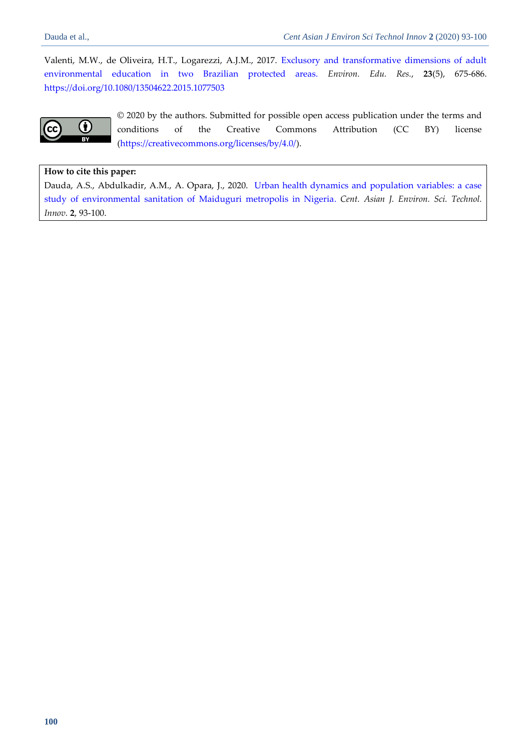Valenti, M.W., de Oliveira, H.T., Logarezzi, A.J.M., 2017. Exclusory and transformative dimensions of adult environmental education in two Brazilian protected areas. *Environ. Edu. Res.*, **23**(5), 675-686. https://doi.org/10.1080/13504622.2015.1077503

© 2020 by the authors. Submitted for possible open access publication under the terms and conditions of the Creative Commons Attribution (CC BY) license (https://creativecommons.org/licenses/by/4.0/).

**How to cite this paper:**

Dauda, A.S., Abdulkadir, A.M., A. Opara, J., 2020. Urban health dynamics and population variables: a case study of environmental sanitation of Maiduguri metropolis in Nigeria. *Cent. Asian J. Environ. Sci. Technol. Innov.* **2**, 93-100.